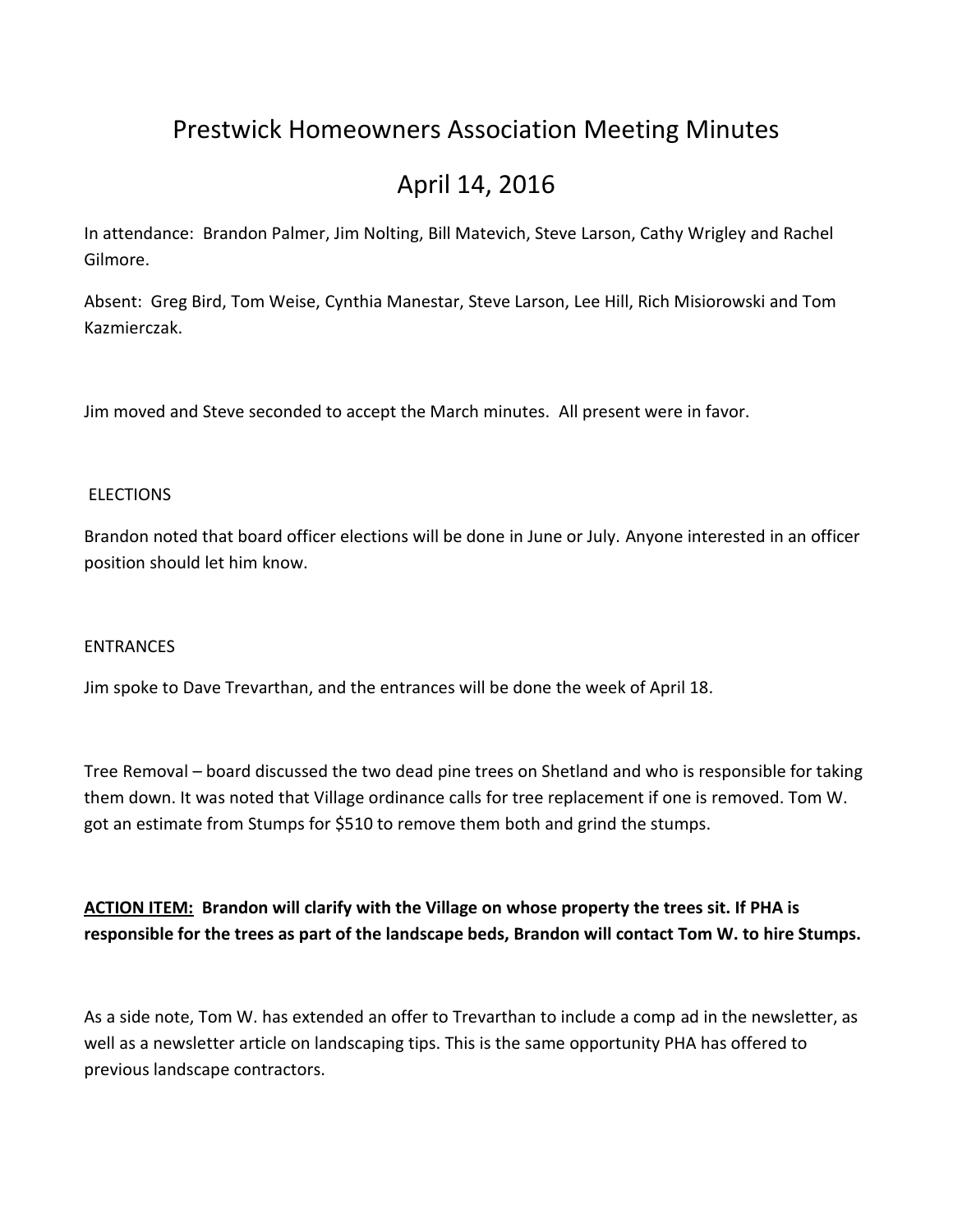# Prestwick Homeowners Association Meeting Minutes

# April 14, 2016

In attendance: Brandon Palmer, Jim Nolting, Bill Matevich, Steve Larson, Cathy Wrigley and Rachel Gilmore.

Absent: Greg Bird, Tom Weise, Cynthia Manestar, Steve Larson, Lee Hill, Rich Misiorowski and Tom Kazmierczak.

Jim moved and Steve seconded to accept the March minutes. All present were in favor.

ELECTIONS

Brandon noted that board officer elections will be done in June or July. Anyone interested in an officer position should let him know.

ENTRANCES

Jim spoke to Dave Trevarthan, and the entrances will be done the week of April 18.

Tree Removal – board discussed the two dead pine trees on Shetland and who is responsible for taking them down. It was noted that Village ordinance calls for tree replacement if one is removed. Tom W. got an estimate from Stumps for $510 to remove them both and grind the stumps.

**<u>ACTION ITEM:</u> Brandon will clarify with the Village on whose property the trees sit. If PHA is responsible for the trees as part of the landscape beds, Brandon will contact Tom W. to hire Stumps.**

As a side note, Tom W. has extended an offer to Trevarthan to include a comp ad in the newsletter, as well as a newsletter article on landscaping tips. This is the same opportunity PHA has offered to previous landscape contractors.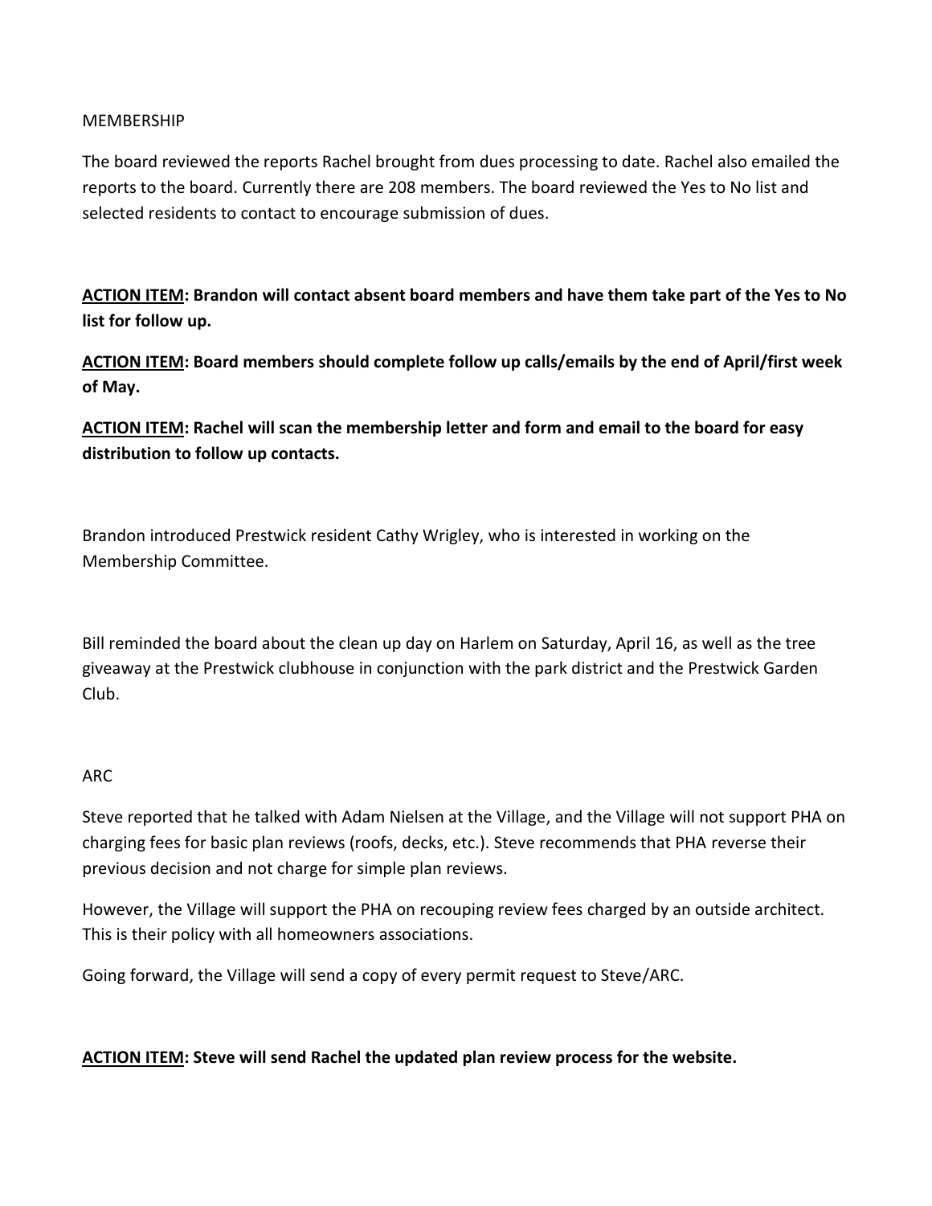MEMBERSHIP

The board reviewed the reports Rachel brought from dues processing to date. Rachel also emailed the reports to the board. Currently there are 208 members. The board reviewed the Yes to No list and selected residents to contact to encourage submission of dues.

**ACTION ITEM: Brandon will contact absent board members and have them take part of the Yes to No list for follow up.**

**ACTION ITEM: Board members should complete follow up calls/emails by the end of April/first week of May.**

**ACTION ITEM: Rachel will scan the membership letter and form and email to the board for easy distribution to follow up contacts.**

Brandon introduced Prestwick resident Cathy Wrigley, who is interested in working on the Membership Committee.

Bill reminded the board about the clean up day on Harlem on Saturday, April 16, as well as the tree giveaway at the Prestwick clubhouse in conjunction with the park district and the Prestwick Garden Club.

ARC

Steve reported that he talked with Adam Nielsen at the Village, and the Village will not support PHA on charging fees for basic plan reviews (roofs, decks, etc.). Steve recommends that PHA reverse their previous decision and not charge for simple plan reviews.

However, the Village will support the PHA on recouping review fees charged by an outside architect. This is their policy with all homeowners associations.

Going forward, the Village will send a copy of every permit request to Steve/ARC.

**ACTION ITEM: Steve will send Rachel the updated plan review process for the website.**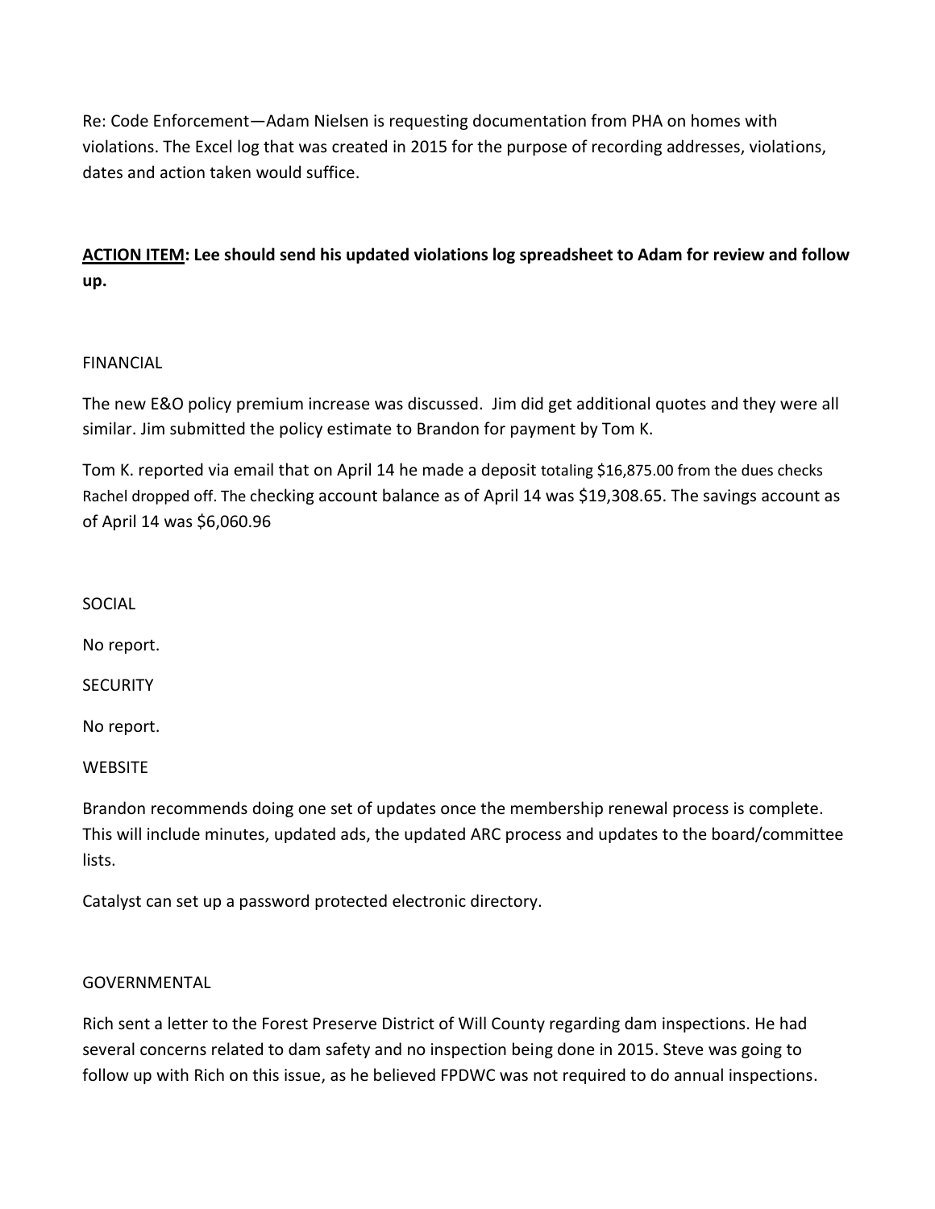Re: Code Enforcement—Adam Nielsen is requesting documentation from PHA on homes with violations. The Excel log that was created in 2015 for the purpose of recording addresses, violations, dates and action taken would suffice.

**ACTION ITEM: Lee should send his updated violations log spreadsheet to Adam for review and follow up.**

FINANCIAL

The new E&O policy premium increase was discussed. Jim did get additional quotes and they were all similar. Jim submitted the policy estimate to Brandon for payment by Tom K.

Tom K. reported via email that on April 14 he made a deposit totaling $16,875.00 from the dues checks Rachel dropped off. The checking account balance as of April 14 was $19,308.65. The savings account as of April 14 was $6,060.96

SOCIAL

No report.

SECURITY

No report.

WEBSITE

Brandon recommends doing one set of updates once the membership renewal process is complete. This will include minutes, updated ads, the updated ARC process and updates to the board/committee lists.

Catalyst can set up a password protected electronic directory.

GOVERNMENTAL

Rich sent a letter to the Forest Preserve District of Will County regarding dam inspections. He had several concerns related to dam safety and no inspection being done in 2015. Steve was going to follow up with Rich on this issue, as he believed FPDWC was not required to do annual inspections.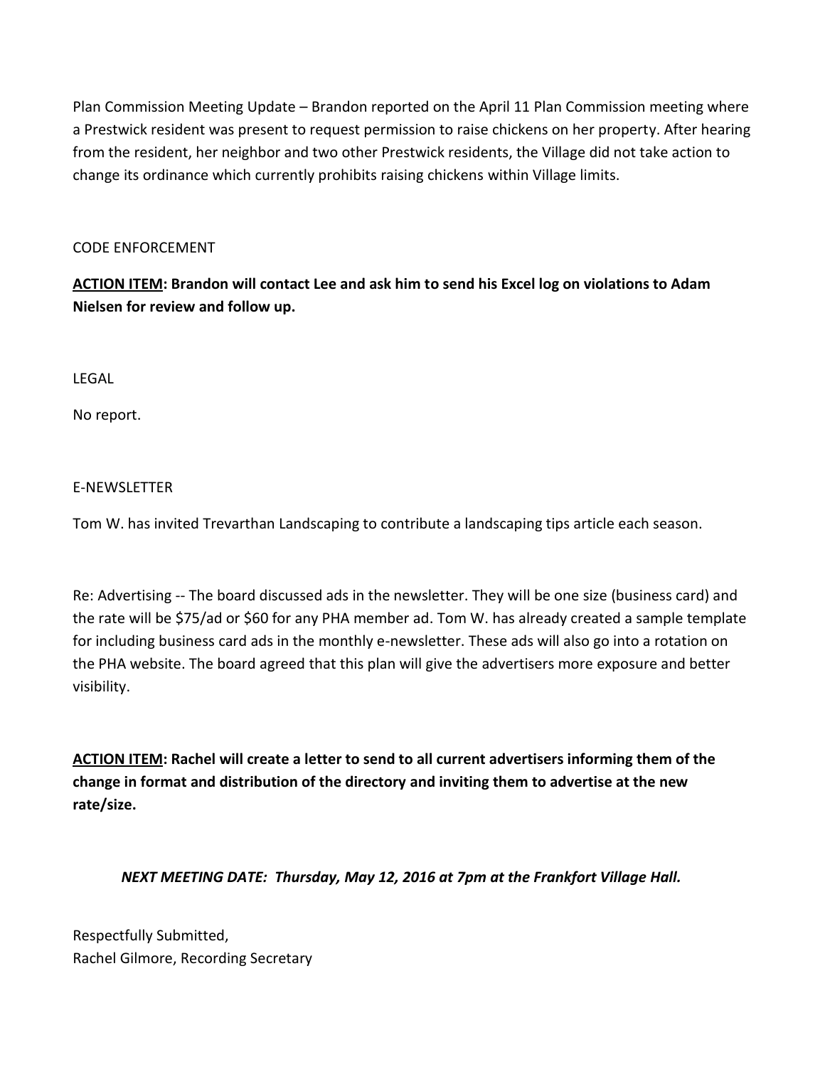Plan Commission Meeting Update – Brandon reported on the April 11 Plan Commission meeting where a Prestwick resident was present to request permission to raise chickens on her property. After hearing from the resident, her neighbor and two other Prestwick residents, the Village did not take action to change its ordinance which currently prohibits raising chickens within Village limits.

CODE ENFORCEMENT

**ACTION ITEM: Brandon will contact Lee and ask him to send his Excel log on violations to Adam Nielsen for review and follow up.**

LEGAL

No report.

E-NEWSLETTER

Tom W. has invited Trevarthan Landscaping to contribute a landscaping tips article each season.

Re: Advertising -- The board discussed ads in the newsletter. They will be one size (business card) and the rate will be $75/ad or $60 for any PHA member ad. Tom W. has already created a sample template for including business card ads in the monthly e-newsletter. These ads will also go into a rotation on the PHA website. The board agreed that this plan will give the advertisers more exposure and better visibility.

**ACTION ITEM: Rachel will create a letter to send to all current advertisers informing them of the change in format and distribution of the directory and inviting them to advertise at the new rate/size.**

***NEXT MEETING DATE: Thursday, May 12, 2016 at 7pm at the Frankfort Village Hall.***

Respectfully Submitted,
Rachel Gilmore, Recording Secretary